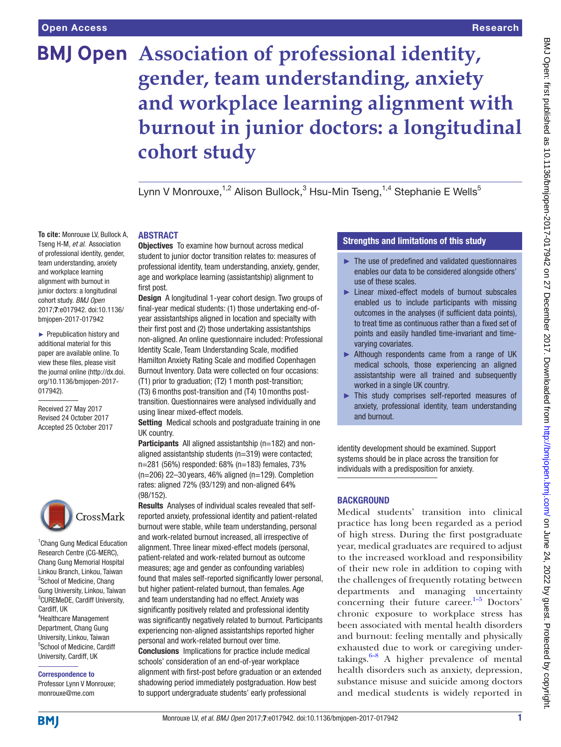# Association of professional identity, gender, team understanding, anxiety and workplace learning alignment with burnout in junior doctors: a longitudinal cohort study

Lynn V Monrouxe,[1,2] Alison Bullock,[3] Hsu-Min Tseng,[1,4] Stephanie E Wells[5]

**To cite:** Monrouxe LV, Bullock A, Tseng H-M, *et al*. Association of professional identity, gender, team understanding, anxiety and workplace learning alignment with burnout in junior doctors: a longitudinal cohort study. *BMJ Open* 2017;**7**:e017942. doi:10.1136/bmjopen-2017-017942

► Prepublication history and additional material for this paper are available online. To view these files, please visit the journal online (http://dx.doi.org/10.1136/bmjopen-2017-017942).

Received 27 May 2017
Revised 24 October 2017
Accepted 25 October 2017

[1]Chang Gung Medical Education Research Centre (CG-MERC), Chang Gung Memorial Hospital Linkou Branch, Linkou, Taiwan
[2]School of Medicine, Chang Gung University, Linkou, Taiwan
[3]CUREMeDE, Cardiff University, Cardiff, UK
[4]Healthcare Management Department, Chang Gung University, Linkou, Taiwan
[5]School of Medicine, Cardiff University, Cardiff, UK

**Correspondence to**
Professor Lynn V Monrouxe; monrouxe@me.com

## ABSTRACT

**Objectives** To examine how burnout across medical student to junior doctor transition relates to: measures of professional identity, team understanding, anxiety, gender, age and workplace learning (assistantship) alignment to first post.

**Design** A longitudinal 1-year cohort design. Two groups of final-year medical students: (1) those undertaking end-of-year assistantships aligned in location and specialty with their first post and (2) those undertaking assistantships non-aligned. An online questionnaire included: Professional Identity Scale, Team Understanding Scale, modified Hamilton Anxiety Rating Scale and modified Copenhagen Burnout Inventory. Data were collected on four occasions: (T1) prior to graduation; (T2) 1 month post-transition; (T3) 6 months post-transition and (T4) 10 months post-transition. Questionnaires were analysed individually and using linear mixed-effect models.

**Setting** Medical schools and postgraduate training in one UK country.

**Participants** All aligned assistantship (n=182) and non-aligned assistantship students (n=319) were contacted; n=281 (56%) responded: 68% (n=183) females, 73% (n=206) 22–30 years, 46% aligned (n=129). Completion rates: aligned 72% (93/129) and non-aligned 64% (98/152).

**Results** Analyses of individual scales revealed that self-reported anxiety, professional identity and patient-related burnout were stable, while team understanding, personal and work-related burnout increased, all irrespective of alignment. Three linear mixed-effect models (personal, patient-related and work-related burnout as outcome measures; age and gender as confounding variables) found that males self-reported significantly lower personal, but higher patient-related burnout, than females. Age and team understanding had no effect. Anxiety was significantly positively related and professional identity was significantly negatively related to burnout. Participants experiencing non-aligned assistantships reported higher personal and work-related burnout over time.

**Conclusions** Implications for practice include medical schools' consideration of an end-of-year workplace alignment with first-post before graduation or an extended shadowing period immediately postgraduation. How best to support undergraduate students' early professional identity development should be examined. Support systems should be in place across the transition for individuals with a predisposition for anxiety.

## Strengths and limitations of this study

- ► The use of predefined and validated questionnaires enables our data to be considered alongside others' use of these scales.
- ► Linear mixed-effect models of burnout subscales enabled us to include participants with missing outcomes in the analyses (if sufficient data points), to treat time as continuous rather than a fixed set of points and easily handled time-invariant and time-varying covariates.
- ► Although respondents came from a range of UK medical schools, those experiencing an aligned assistantship were all trained and subsequently worked in a single UK country.
- ► This study comprises self-reported measures of anxiety, professional identity, team understanding and burnout.

## BACKGROUND

Medical students' transition into clinical practice has long been regarded as a period of high stress. During the first postgraduate year, medical graduates are required to adjust to the increased workload and responsibility of their new role in addition to coping with the challenges of frequently rotating between departments and managing uncertainty concerning their future career.[1–5] Doctors' chronic exposure to workplace stress has been associated with mental health disorders and burnout: feeling mentally and physically exhausted due to work or caregiving undertakings.[6–8] A higher prevalence of mental health disorders such as anxiety, depression, substance misuse and suicide among doctors and medical students is widely reported in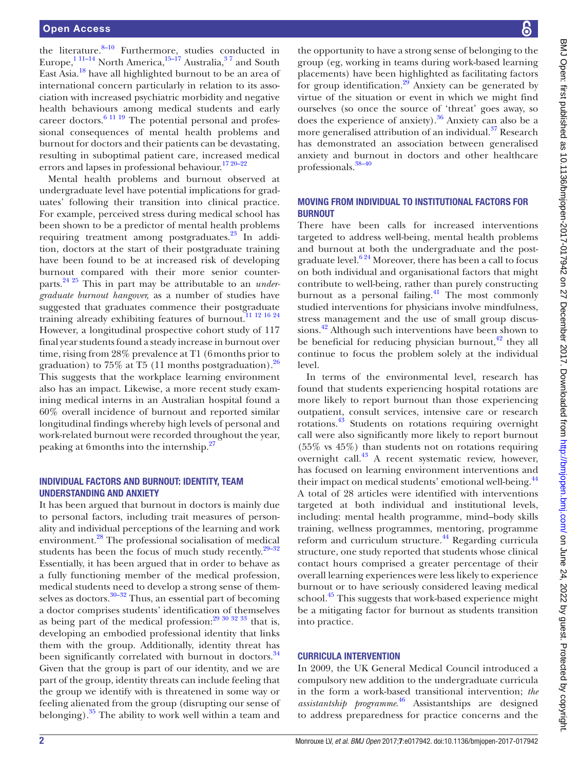the literature.[8–10] Furthermore, studies conducted in Europe,[1 11–14] North America,[15–17] Australia,[3 7] and South East Asia.[18] have all highlighted burnout to be an area of international concern particularly in relation to its association with increased psychiatric morbidity and negative health behaviours among medical students and early career doctors.[6 11 19] The potential personal and professional consequences of mental health problems and burnout for doctors and their patients can be devastating, resulting in suboptimal patient care, increased medical errors and lapses in professional behaviour.[17 20–22]

Mental health problems and burnout observed at undergraduate level have potential implications for graduates' following their transition into clinical practice. For example, perceived stress during medical school has been shown to be a predictor of mental health problems requiring treatment among postgraduates.[23] In addition, doctors at the start of their postgraduate training have been found to be at increased risk of developing burnout compared with their more senior counterparts.[24 25] This in part may be attributable to an *undergraduate burnout hangover,* as a number of studies have suggested that graduates commence their postgraduate training already exhibiting features of burnout.[11 12 16 24] However, a longitudinal prospective cohort study of 117 final year students found a steady increase in burnout over time, rising from 28% prevalence at T1 (6 months prior to graduation) to 75% at T5 (11 months postgraduation).[26] This suggests that the workplace learning environment also has an impact. Likewise, a more recent study examining medical interns in an Australian hospital found a 60% overall incidence of burnout and reported similar longitudinal findings whereby high levels of personal and work-related burnout were recorded throughout the year, peaking at 6 months into the internship.[27]

## Individual factors and burnout: identity, team understanding and anxiety

It has been argued that burnout in doctors is mainly due to personal factors, including trait measures of personality and individual perceptions of the learning and work environment.[28] The professional socialisation of medical students has been the focus of much study recently.[29–32] Essentially, it has been argued that in order to behave as a fully functioning member of the medical profession, medical students need to develop a strong sense of themselves as doctors.[30–32] Thus, an essential part of becoming a doctor comprises students' identification of themselves as being part of the medical profession:[29 30 32 33] that is, developing an embodied professional identity that links them with the group. Additionally, identity threat has been significantly correlated with burnout in doctors.[34] Given that the group is part of our identity, and we are part of the group, identity threats can include feeling that the group we identify with is threatened in some way or feeling alienated from the group (disrupting our sense of belonging).[35] The ability to work well within a team and the opportunity to have a strong sense of belonging to the group (eg, working in teams during work-based learning placements) have been highlighted as facilitating factors for group identification.[29] Anxiety can be generated by virtue of the situation or event in which we might find ourselves (so once the source of 'threat' goes away, so does the experience of anxiety).[36] Anxiety can also be a more generalised attribution of an individual.[37] Research has demonstrated an association between generalised anxiety and burnout in doctors and other healthcare professionals.[38–40]

## Moving from individual to institutional factors for burnout

There have been calls for increased interventions targeted to address well-being, mental health problems and burnout at both the undergraduate and the postgraduate level.[6 24] Moreover, there has been a call to focus on both individual and organisational factors that might contribute to well-being, rather than purely constructing burnout as a personal failing.[41] The most commonly studied interventions for physicians involve mindfulness, stress management and the use of small group discussions.[42] Although such interventions have been shown to be beneficial for reducing physician burnout,[42] they all continue to focus the problem solely at the individual level.

In terms of the environmental level, research has found that students experiencing hospital rotations are more likely to report burnout than those experiencing outpatient, consult services, intensive care or research rotations.[43] Students on rotations requiring overnight call were also significantly more likely to report burnout (55% vs 45%) than students not on rotations requiring overnight call.[43] A recent systematic review, however, has focused on learning environment interventions and their impact on medical students' emotional well-being.[44] A total of 28 articles were identified with interventions targeted at both individual and institutional levels, including: mental health programme, mind–body skills training, wellness programmes, mentoring, programme reform and curriculum structure.[44] Regarding curricula structure, one study reported that students whose clinical contact hours comprised a greater percentage of their overall learning experiences were less likely to experience burnout or to have seriously considered leaving medical school.[45] This suggests that work-based experience might be a mitigating factor for burnout as students transition into practice.

## Curricula intervention

In 2009, the UK General Medical Council introduced a compulsory new addition to the undergraduate curricula in the form a work-based transitional intervention; *the assistantship programme*.[46] Assistantships are designed to address preparedness for practice concerns and the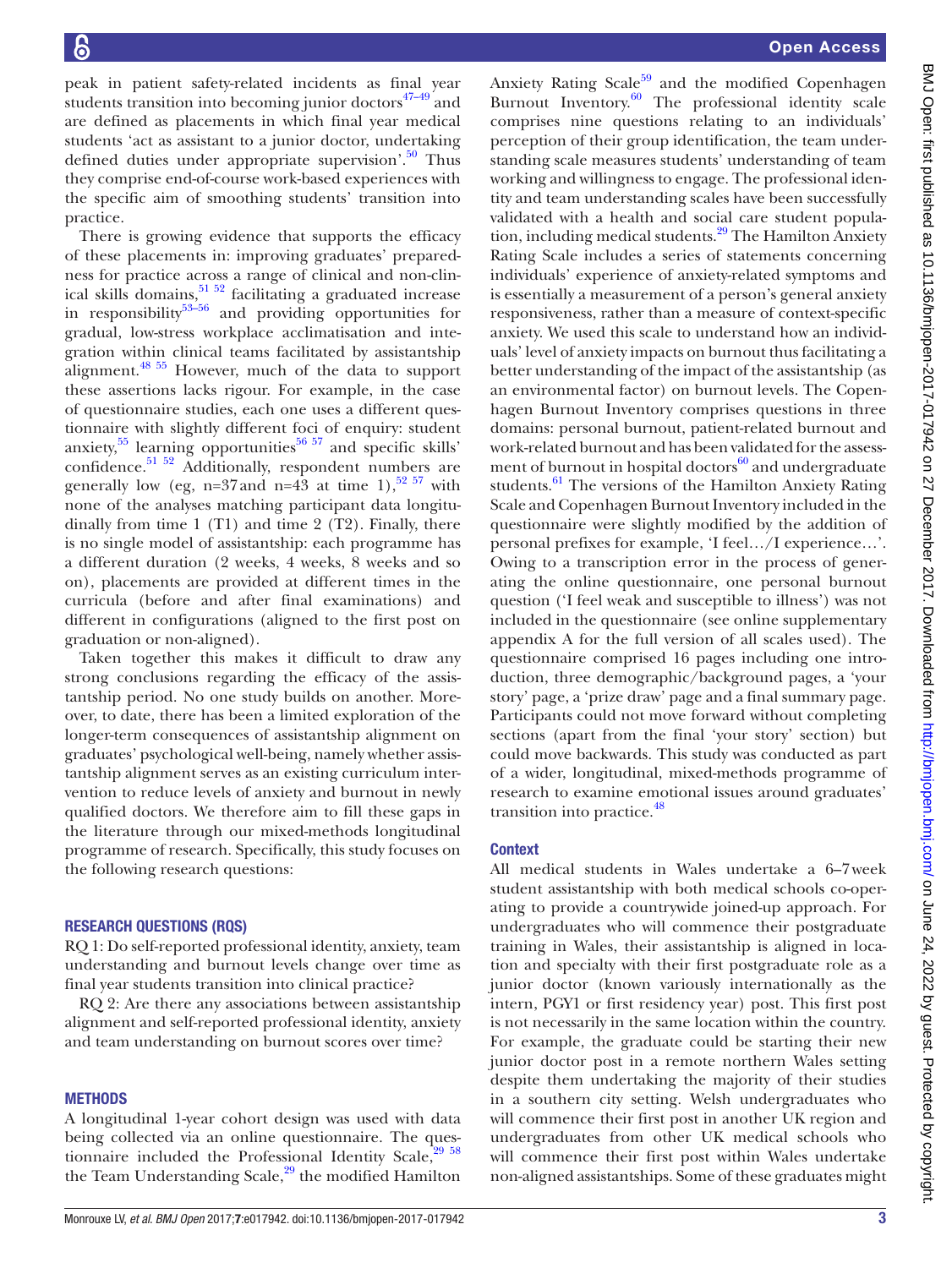peak in patient safety-related incidents as final year students transition into becoming junior doctors[47–49] and are defined as placements in which final year medical students 'act as assistant to a junior doctor, undertaking defined duties under appropriate supervision'.[50] Thus they comprise end-of-course work-based experiences with the specific aim of smoothing students' transition into practice.

There is growing evidence that supports the efficacy of these placements in: improving graduates' preparedness for practice across a range of clinical and non-clinical skills domains,[51 52] facilitating a graduated increase in responsibility[53–56] and providing opportunities for gradual, low-stress workplace acclimatisation and integration within clinical teams facilitated by assistantship alignment.[48 55] However, much of the data to support these assertions lacks rigour. For example, in the case of questionnaire studies, each one uses a different questionnaire with slightly different foci of enquiry: student anxiety,[55] learning opportunities[56 57] and specific skills' confidence.[51 52] Additionally, respondent numbers are generally low (eg, n=37 and n=43 at time 1),[52 57] with none of the analyses matching participant data longitudinally from time 1 (T1) and time 2 (T2). Finally, there is no single model of assistantship: each programme has a different duration (2 weeks, 4 weeks, 8 weeks and so on), placements are provided at different times in the curricula (before and after final examinations) and different in configurations (aligned to the first post on graduation or non-aligned).

Taken together this makes it difficult to draw any strong conclusions regarding the efficacy of the assistantship period. No one study builds on another. Moreover, to date, there has been a limited exploration of the longer-term consequences of assistantship alignment on graduates' psychological well-being, namely whether assistantship alignment serves as an existing curriculum intervention to reduce levels of anxiety and burnout in newly qualified doctors. We therefore aim to fill these gaps in the literature through our mixed-methods longitudinal programme of research. Specifically, this study focuses on the following research questions:

## Research questions (RQs)

RQ 1: Do self-reported professional identity, anxiety, team understanding and burnout levels change over time as final year students transition into clinical practice?

RQ 2: Are there any associations between assistantship alignment and self-reported professional identity, anxiety and team understanding on burnout scores over time?

## Methods

A longitudinal 1-year cohort design was used with data being collected via an online questionnaire. The questionnaire included the Professional Identity Scale,[29 58] the Team Understanding Scale,[29] the modified Hamilton Anxiety Rating Scale[59] and the modified Copenhagen Burnout Inventory.[60] The professional identity scale comprises nine questions relating to an individuals' perception of their group identification, the team understanding scale measures students' understanding of team working and willingness to engage. The professional identity and team understanding scales have been successfully validated with a health and social care student population, including medical students.[29] The Hamilton Anxiety Rating Scale includes a series of statements concerning individuals' experience of anxiety-related symptoms and is essentially a measurement of a person's general anxiety responsiveness, rather than a measure of context-specific anxiety. We used this scale to understand how an individuals' level of anxiety impacts on burnout thus facilitating a better understanding of the impact of the assistantship (as an environmental factor) on burnout levels. The Copenhagen Burnout Inventory comprises questions in three domains: personal burnout, patient-related burnout and work-related burnout and has been validated for the assessment of burnout in hospital doctors[60] and undergraduate students.[61] The versions of the Hamilton Anxiety Rating Scale and Copenhagen Burnout Inventory included in the questionnaire were slightly modified by the addition of personal prefixes for example, 'I feel…/I experience…'. Owing to a transcription error in the process of generating the online questionnaire, one personal burnout question ('I feel weak and susceptible to illness') was not included in the questionnaire (see online supplementary appendix A for the full version of all scales used). The questionnaire comprised 16 pages including one introduction, three demographic/background pages, a 'your story' page, a 'prize draw' page and a final summary page. Participants could not move forward without completing sections (apart from the final 'your story' section) but could move backwards. This study was conducted as part of a wider, longitudinal, mixed-methods programme of research to examine emotional issues around graduates' transition into practice.[48]

### Context

All medical students in Wales undertake a 6–7 week student assistantship with both medical schools co-operating to provide a countrywide joined-up approach. For undergraduates who will commence their postgraduate training in Wales, their assistantship is aligned in location and specialty with their first postgraduate role as a junior doctor (known variously internationally as the intern, PGY1 or first residency year) post. This first post is not necessarily in the same location within the country. For example, the graduate could be starting their new junior doctor post in a remote northern Wales setting despite them undertaking the majority of their studies in a southern city setting. Welsh undergraduates who will commence their first post in another UK region and undergraduates from other UK medical schools who will commence their first post within Wales undertake non-aligned assistantships. Some of these graduates might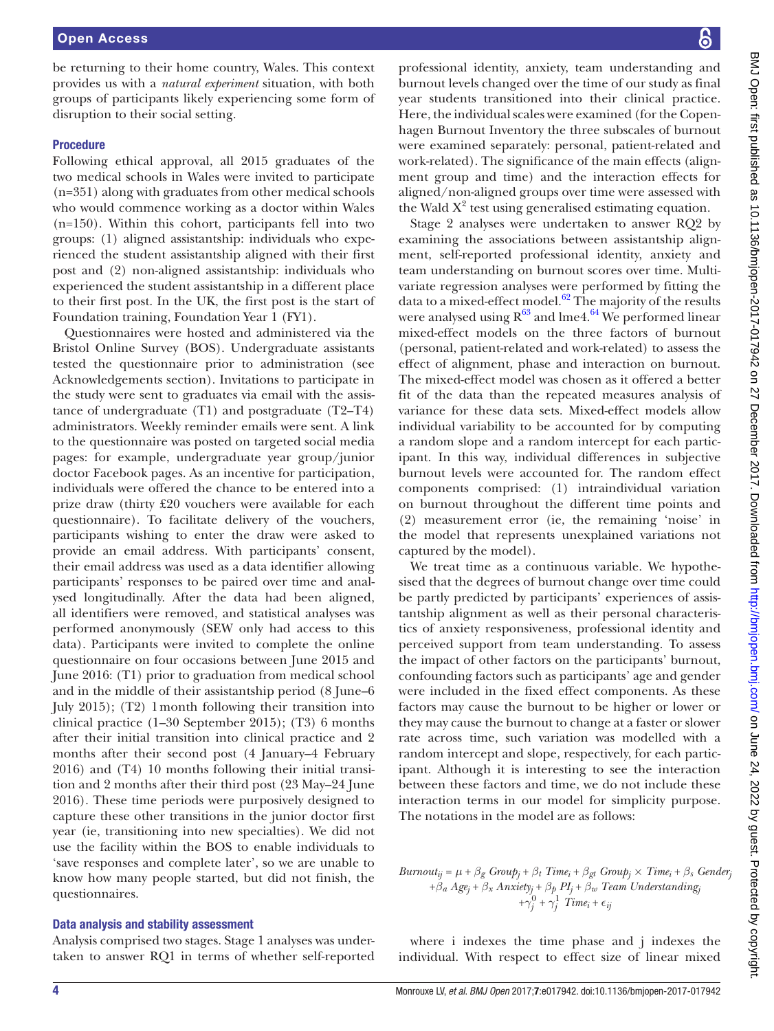be returning to their home country, Wales. This context provides us with a *natural experiment* situation, with both groups of participants likely experiencing some form of disruption to their social setting.

### Procedure

Following ethical approval, all 2015 graduates of the two medical schools in Wales were invited to participate (n=351) along with graduates from other medical schools who would commence working as a doctor within Wales (n=150). Within this cohort, participants fell into two groups: (1) aligned assistantship: individuals who experienced the student assistantship aligned with their first post and (2) non-aligned assistantship: individuals who experienced the student assistantship in a different place to their first post. In the UK, the first post is the start of Foundation training, Foundation Year 1 (FY1).

Questionnaires were hosted and administered via the Bristol Online Survey (BOS). Undergraduate assistants tested the questionnaire prior to administration (see Acknowledgements section). Invitations to participate in the study were sent to graduates via email with the assistance of undergraduate (T1) and postgraduate (T2–T4) administrators. Weekly reminder emails were sent. A link to the questionnaire was posted on targeted social media pages: for example, undergraduate year group/junior doctor Facebook pages. As an incentive for participation, individuals were offered the chance to be entered into a prize draw (thirty £20 vouchers were available for each questionnaire). To facilitate delivery of the vouchers, participants wishing to enter the draw were asked to provide an email address. With participants' consent, their email address was used as a data identifier allowing participants' responses to be paired over time and analysed longitudinally. After the data had been aligned, all identifiers were removed, and statistical analyses was performed anonymously (SEW only had access to this data). Participants were invited to complete the online questionnaire on four occasions between June 2015 and June 2016: (T1) prior to graduation from medical school and in the middle of their assistantship period (8 June–6 July 2015); (T2) 1 month following their transition into clinical practice (1–30 September 2015); (T3) 6 months after their initial transition into clinical practice and 2 months after their second post (4 January–4 February 2016) and (T4) 10 months following their initial transition and 2 months after their third post (23 May–24 June 2016). These time periods were purposively designed to capture these other transitions in the junior doctor first year (ie, transitioning into new specialties). We did not use the facility within the BOS to enable individuals to 'save responses and complete later', so we are unable to know how many people started, but did not finish, the questionnaires.

### Data analysis and stability assessment

Analysis comprised two stages. Stage 1 analyses was undertaken to answer RQ1 in terms of whether self-reported professional identity, anxiety, team understanding and burnout levels changed over the time of our study as final year students transitioned into their clinical practice. Here, the individual scales were examined (for the Copenhagen Burnout Inventory the three subscales of burnout were examined separately: personal, patient-related and work-related). The significance of the main effects (alignment group and time) and the interaction effects for aligned/non-aligned groups over time were assessed with the Wald $X^2$ test using generalised estimating equation.

Stage 2 analyses were undertaken to answer RQ2 by examining the associations between assistantship alignment, self-reported professional identity, anxiety and team understanding on burnout scores over time. Multivariate regression analyses were performed by fitting the data to a mixed-effect model.[62] The majority of the results were analysed using R[63] and lme4.[64] We performed linear mixed-effect models on the three factors of burnout (personal, patient-related and work-related) to assess the effect of alignment, phase and interaction on burnout. The mixed-effect model was chosen as it offered a better fit of the data than the repeated measures analysis of variance for these data sets. Mixed-effect models allow individual variability to be accounted for by computing a random slope and a random intercept for each participant. In this way, individual differences in subjective burnout levels were accounted for. The random effect components comprised: (1) intraindividual variation on burnout throughout the different time points and (2) measurement error (ie, the remaining 'noise' in the model that represents unexplained variations not captured by the model).

We treat time as a continuous variable. We hypothesised that the degrees of burnout change over time could be partly predicted by participants' experiences of assistantship alignment as well as their personal characteristics of anxiety responsiveness, professional identity and perceived support from team understanding. To assess the impact of other factors on the participants' burnout, confounding factors such as participants' age and gender were included in the fixed effect components. As these factors may cause the burnout to be higher or lower or they may cause the burnout to change at a faster or slower rate across time, such variation was modelled with a random intercept and slope, respectively, for each participant. Although it is interesting to see the interaction between these factors and time, we do not include these interaction terms in our model for simplicity purpose. The notations in the model are as follows:

$$
\begin{aligned}
Burnout_{ij} = \mu + \beta_g\, Group_j + \beta_t\, Time_i + \beta_{gt}\, Group_j \times Time_i + \beta_s\, Gender_j \\
+\beta_a\, Age_j + \beta_x\, Anxiety_j + \beta_p\, PI_j + \beta_w\, Team\ Understanding_j \\
+\gamma_j^0 + \gamma_j^1\, Time_i + \epsilon_{ij}
\end{aligned}
$$

where i indexes the time phase and j indexes the individual. With respect to effect size of linear mixed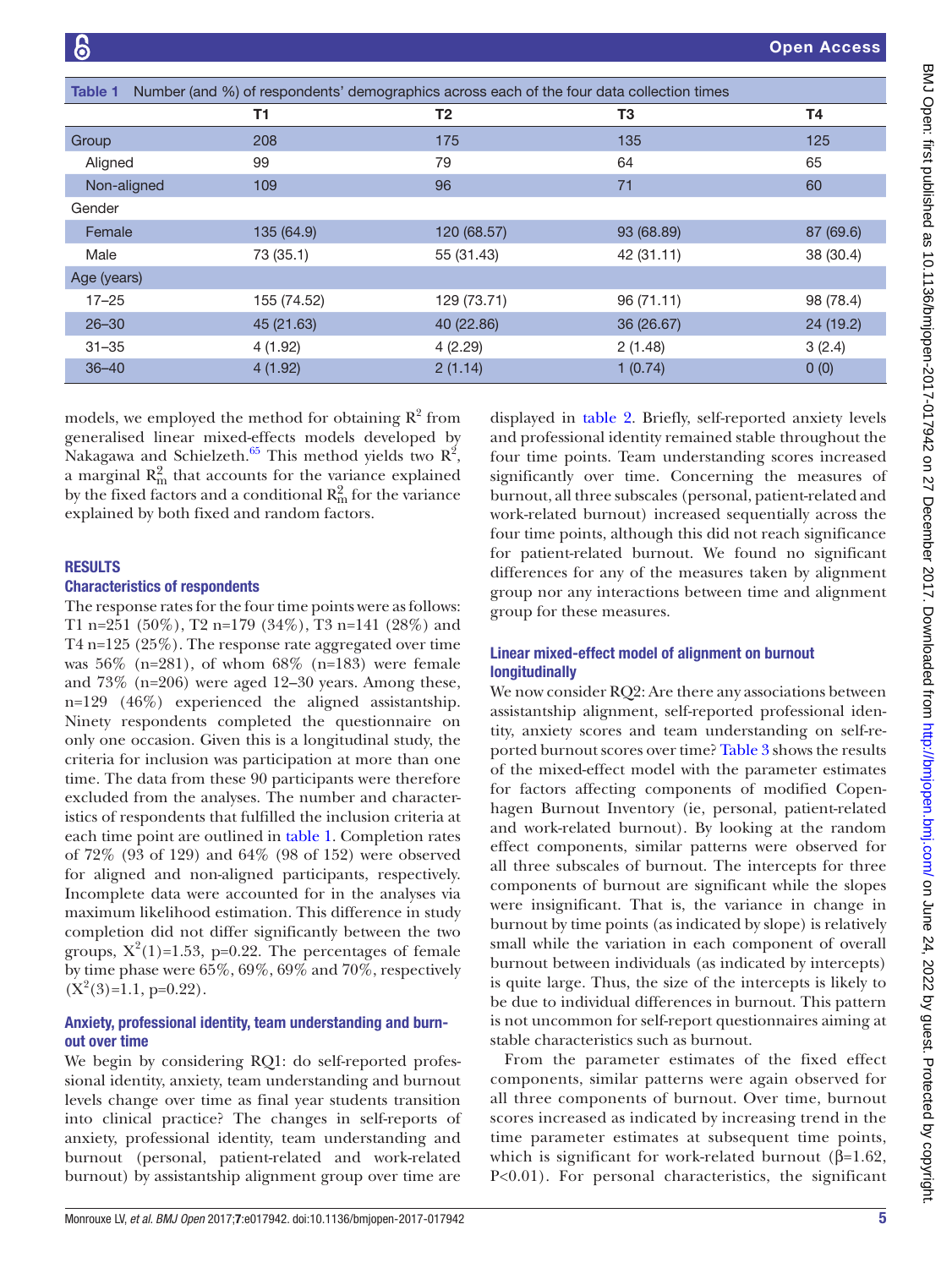Table 1 Number (and %) of respondents' demographics across each of the four data collection times

| | T1 | T2 | T3 | T4 |
|---|---|---|---|---|
| Group | 208 | 175 | 135 | 125 |
| Aligned | 99 | 79 | 64 | 65 |
| Non-aligned | 109 | 96 | 71 | 60 |
| Gender | | | | |
| Female | 135 (64.9) | 120 (68.57) | 93 (68.89) | 87 (69.6) |
| Male | 73 (35.1) | 55 (31.43) | 42 (31.11) | 38 (30.4) |
| Age (years) | | | | |
| 17–25 | 155 (74.52) | 129 (73.71) | 96 (71.11) | 98 (78.4) |
| 26–30 | 45 (21.63) | 40 (22.86) | 36 (26.67) | 24 (19.2) |
| 31–35 | 4 (1.92) | 4 (2.29) | 2 (1.48) | 3 (2.4) |
| 36–40 | 4 (1.92) | 2 (1.14) | 1 (0.74) | 0 (0) |

models, we employed the method for obtaining $R^2$ from generalised linear mixed-effects models developed by Nakagawa and Schielzeth.[65] This method yields two $R^2$, a marginal $R^2_m$ that accounts for the variance explained by the fixed factors and a conditional $R^2_m$ for the variance explained by both fixed and random factors.

## RESULTS

### Characteristics of respondents

The response rates for the four time points were as follows: T1 n=251 (50%), T2 n=179 (34%), T3 n=141 (28%) and T4 n=125 (25%). The response rate aggregated over time was 56% (n=281), of whom 68% (n=183) were female and 73% (n=206) were aged 12–30 years. Among these, n=129 (46%) experienced the aligned assistantship. Ninety respondents completed the questionnaire on only one occasion. Given this is a longitudinal study, the criteria for inclusion was participation at more than one time. The data from these 90 participants were therefore excluded from the analyses. The number and characteristics of respondents that fulfilled the inclusion criteria at each time point are outlined in table 1. Completion rates of 72% (93 of 129) and 64% (98 of 152) were observed for aligned and non-aligned participants, respectively. Incomplete data were accounted for in the analyses via maximum likelihood estimation. This difference in study completion did not differ significantly between the two groups, $X^2(1)$=1.53, p=0.22. The percentages of female by time phase were 65%, 69%, 69% and 70%, respectively ($X^2(3)$=1.1, p=0.22).

### Anxiety, professional identity, team understanding and burnout over time

We begin by considering RQ1: do self-reported professional identity, anxiety, team understanding and burnout levels change over time as final year students transition into clinical practice? The changes in self-reports of anxiety, professional identity, team understanding and burnout (personal, patient-related and work-related burnout) by assistantship alignment group over time are displayed in table 2. Briefly, self-reported anxiety levels and professional identity remained stable throughout the four time points. Team understanding scores increased significantly over time. Concerning the measures of burnout, all three subscales (personal, patient-related and work-related burnout) increased sequentially across the four time points, although this did not reach significance for patient-related burnout. We found no significant differences for any of the measures taken by alignment group nor any interactions between time and alignment group for these measures.

### Linear mixed-effect model of alignment on burnout longitudinally

We now consider RQ2: Are there any associations between assistantship alignment, self-reported professional identity, anxiety scores and team understanding on self-reported burnout scores over time? Table 3 shows the results of the mixed-effect model with the parameter estimates for factors affecting components of modified Copenhagen Burnout Inventory (ie, personal, patient-related and work-related burnout). By looking at the random effect components, similar patterns were observed for all three subscales of burnout. The intercepts for three components of burnout are significant while the slopes were insignificant. That is, the variance in change in burnout by time points (as indicated by slope) is relatively small while the variation in each component of overall burnout between individuals (as indicated by intercepts) is quite large. Thus, the size of the intercepts is likely to be due to individual differences in burnout. This pattern is not uncommon for self-report questionnaires aiming at stable characteristics such as burnout.

From the parameter estimates of the fixed effect components, similar patterns were again observed for all three components of burnout. Over time, burnout scores increased as indicated by increasing trend in the time parameter estimates at subsequent time points, which is significant for work-related burnout (β=1.62, P<0.01). For personal characteristics, the significant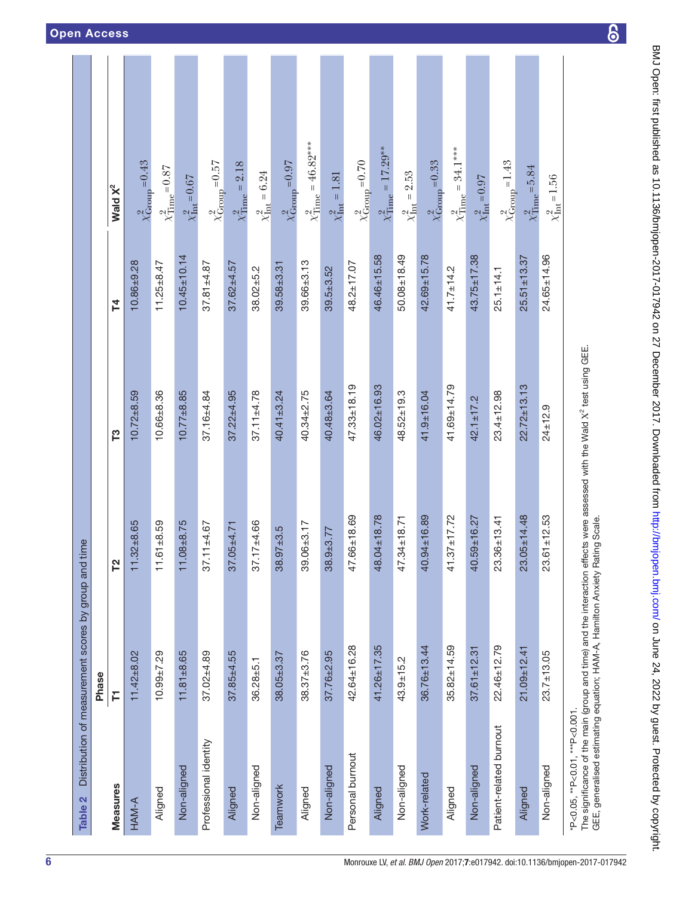**Table 2** Distribution of measurement scores by group and time

| Measures | Phase T1 | T2 | T3 | T4 | Wald $\chi^2$ |
|---|---|---|---|---|---|
| HAM-A | 11.42±8.02 | 11.32±8.65 | 10.72±8.59 | 10.86±9.28 | $\chi^2_{\text{Group}}=0.43$ |
| Aligned | 10.99±7.29 | 11.61±8.59 | 10.66±8.36 | 11.25±8.47 | $\chi^2_{\text{Time}}=0.87$ |
| Non-aligned | 11.81±8.65 | 11.08±8.75 | 10.77±8.85 | 10.45±10.14 | $\chi^2_{\text{Int}}=0.67$ |
| Professional identity | 37.02±4.89 | 37.11±4.67 | 37.16±4.84 | 37.81±4.87 | $\chi^2_{\text{Group}}=0.57$ |
| Aligned | 37.85±4.55 | 37.05±4.71 | 37.22±4.95 | 37.62±4.57 | $\chi^2_{\text{Time}}=2.18$ |
| Non-aligned | 36.28±5.1 | 37.17±4.66 | 37.11±4.78 | 38.02±5.2 | $\chi^2_{\text{Int}}=6.24$ |
| Teamwork | 38.05±3.37 | 38.97±3.5 | 40.41±3.24 | 39.58±3.31 | $\chi^2_{\text{Group}}=0.97$ |
| Aligned | 38.37±3.76 | 39.06±3.17 | 40.34±2.75 | 39.66±3.13 | $\chi^2_{\text{Time}}=46.82^{***}$ |
| Non-aligned | 37.76±2.95 | 38.9±3.77 | 40.48±3.64 | 39.5±3.52 | $\chi^2_{\text{Int}}=1.81$ |
| Personal burnout | 42.64±16.28 | 47.66±18.69 | 47.33±18.19 | 48.2±17.07 | $\chi^2_{\text{Group}}=0.70$ |
| Aligned | 41.26±17.35 | 48.04±18.78 | 46.02±16.93 | 46.46±15.58 | $\chi^2_{\text{Time}}=17.29^{**}$ |
| Non-aligned | 43.9±15.2 | 47.34±18.71 | 48.52±19.3 | 50.08±18.49 | $\chi^2_{\text{Int}}=2.53$ |
| Work-related | 36.76±13.44 | 40.94±16.89 | 41.9±16.04 | 42.69±15.78 | $\chi^2_{\text{Group}}=0.33$ |
| Aligned | 35.82±14.59 | 41.37±17.72 | 41.69±14.79 | 41.7±14.2 | $\chi^2_{\text{Time}}=34.1^{***}$ |
| Non-aligned | 37.61±12.31 | 40.59±16.27 | 42.1±17.2 | 43.75±17.38 | $\chi^2_{\text{Int}}=0.97$ |
| Patient-related burnout | 22.46±12.79 | 23.36±13.41 | 23.4±12.98 | 25.1±14.1 | $\chi^2_{\text{Group}}=1.43$ |
| Aligned | 21.09±12.41 | 23.05±14.48 | 22.72±13.13 | 25.51±13.37 | $\chi^2_{\text{Time}}=5.84$ |
| Non-aligned | 23.7±13.05 | 23.61±12.53 | 24±12.9 | 24.65±14.96 | $\chi^2_{\text{Int}}=1.56$ |

*P<0.05, **P<0.01, ***P<0.001.
The significance of the main (group and time) and the interaction effects were assessed with the Wald $\chi^2$ test using GEE.
GEE, generalised estimating equation; HAM-A, Hamilton Anxiety Rating Scale.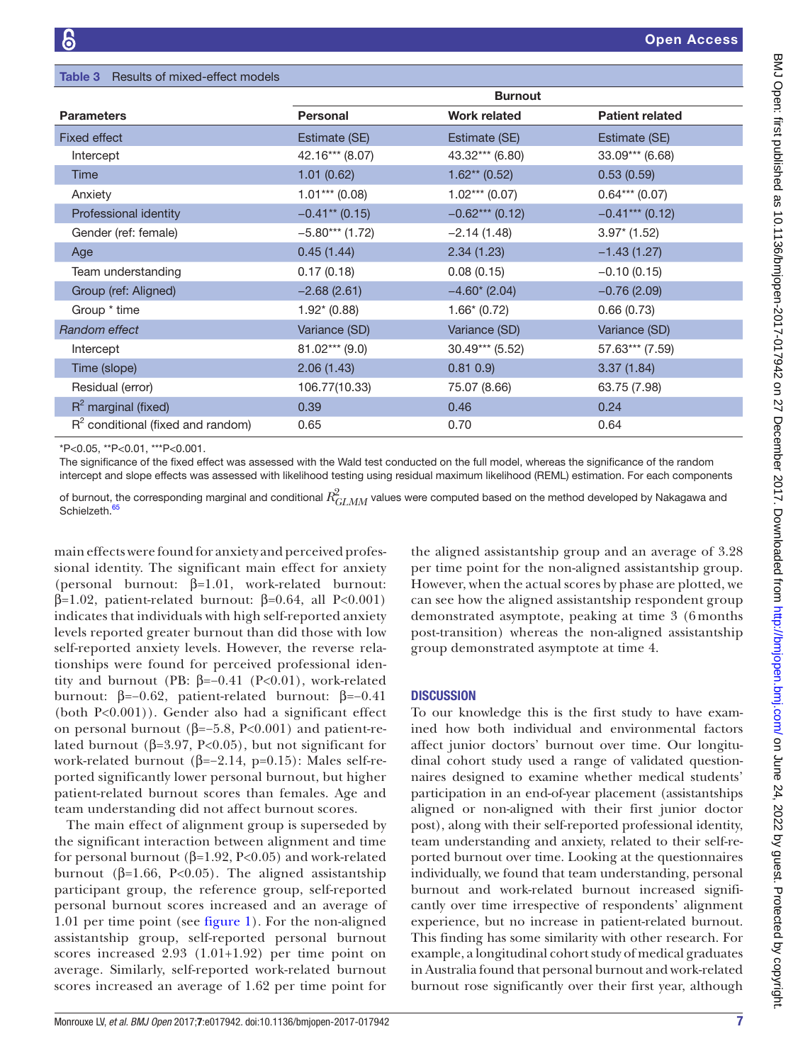**Table 3** Results of mixed-effect models

| | Burnout | | |
|---|---|---|---|
| **Parameters** | **Personal** | **Work related** | **Patient related** |
| Fixed effect | Estimate (SE) | Estimate (SE) | Estimate (SE) |
| Intercept | 42.16*** (8.07) | 43.32*** (6.80) | 33.09*** (6.68) |
| Time | 1.01 (0.62) | 1.62** (0.52) | 0.53 (0.59) |
| Anxiety | 1.01*** (0.08) | 1.02*** (0.07) | 0.64*** (0.07) |
| Professional identity | −0.41** (0.15) | −0.62*** (0.12) | −0.41*** (0.12) |
| Gender (ref: female) | −5.80*** (1.72) | −2.14 (1.48) | 3.97* (1.52) |
| Age | 0.45 (1.44) | 2.34 (1.23) | −1.43 (1.27) |
| Team understanding | 0.17 (0.18) | 0.08 (0.15) | −0.10 (0.15) |
| Group (ref: Aligned) | −2.68 (2.61) | −4.60* (2.04) | −0.76 (2.09) |
| Group * time | 1.92* (0.88) | 1.66* (0.72) | 0.66 (0.73) |
| *Random effect* | Variance (SD) | Variance (SD) | Variance (SD) |
| Intercept | 81.02*** (9.0) | 30.49*** (5.52) | 57.63*** (7.59) |
| Time (slope) | 2.06 (1.43) | 0.81 0.9) | 3.37 (1.84) |
| Residual (error) | 106.77(10.33) | 75.07 (8.66) | 63.75 (7.98) |
| $R^2$ marginal (fixed) | 0.39 | 0.46 | 0.24 |
| $R^2$ conditional (fixed and random) | 0.65 | 0.70 | 0.64 |

*P<0.05, **P<0.01, ***P<0.001.

The significance of the fixed effect was assessed with the Wald test conducted on the full model, whereas the significance of the random intercept and slope effects was assessed with likelihood testing using residual maximum likelihood (REML) estimation. For each components of burnout, the corresponding marginal and conditional $R^2_{GLMM}$ values were computed based on the method developed by Nakagawa and Schielzeth.[65]

main effects were found for anxiety and perceived professional identity. The significant main effect for anxiety (personal burnout: β=1.01, work-related burnout: β=1.02, patient-related burnout: β=0.64, all P<0.001) indicates that individuals with high self-reported anxiety levels reported greater burnout than did those with low self-reported anxiety levels. However, the reverse relationships were found for perceived professional identity and burnout (PB: β=−0.41 (P<0.01), work-related burnout: β=−0.62, patient-related burnout: β=−0.41 (both P<0.001)). Gender also had a significant effect on personal burnout (β=−5.8, P<0.001) and patient-related burnout (β=3.97, P<0.05), but not significant for work-related burnout (β=−2.14, p=0.15): Males self-reported significantly lower personal burnout, but higher patient-related burnout scores than females. Age and team understanding did not affect burnout scores.

The main effect of alignment group is superseded by the significant interaction between alignment and time for personal burnout (β=1.92, P<0.05) and work-related burnout (β=1.66, P<0.05). The aligned assistantship participant group, the reference group, self-reported personal burnout scores increased and an average of 1.01 per time point (see figure 1). For the non-aligned assistantship group, self-reported personal burnout scores increased 2.93 (1.01+1.92) per time point on average. Similarly, self-reported work-related burnout scores increased an average of 1.62 per time point for the aligned assistantship group and an average of 3.28 per time point for the non-aligned assistantship group. However, when the actual scores by phase are plotted, we can see how the aligned assistantship respondent group demonstrated asymptote, peaking at time 3 (6 months post-transition) whereas the non-aligned assistantship group demonstrated asymptote at time 4.

## DISCUSSION

To our knowledge this is the first study to have examined how both individual and environmental factors affect junior doctors' burnout over time. Our longitudinal cohort study used a range of validated questionnaires designed to examine whether medical students' participation in an end-of-year placement (assistantships aligned or non-aligned with their first junior doctor post), along with their self-reported professional identity, team understanding and anxiety, related to their self-reported burnout over time. Looking at the questionnaires individually, we found that team understanding, personal burnout and work-related burnout increased significantly over time irrespective of respondents' alignment experience, but no increase in patient-related burnout. This finding has some similarity with other research. For example, a longitudinal cohort study of medical graduates in Australia found that personal burnout and work-related burnout rose significantly over their first year, although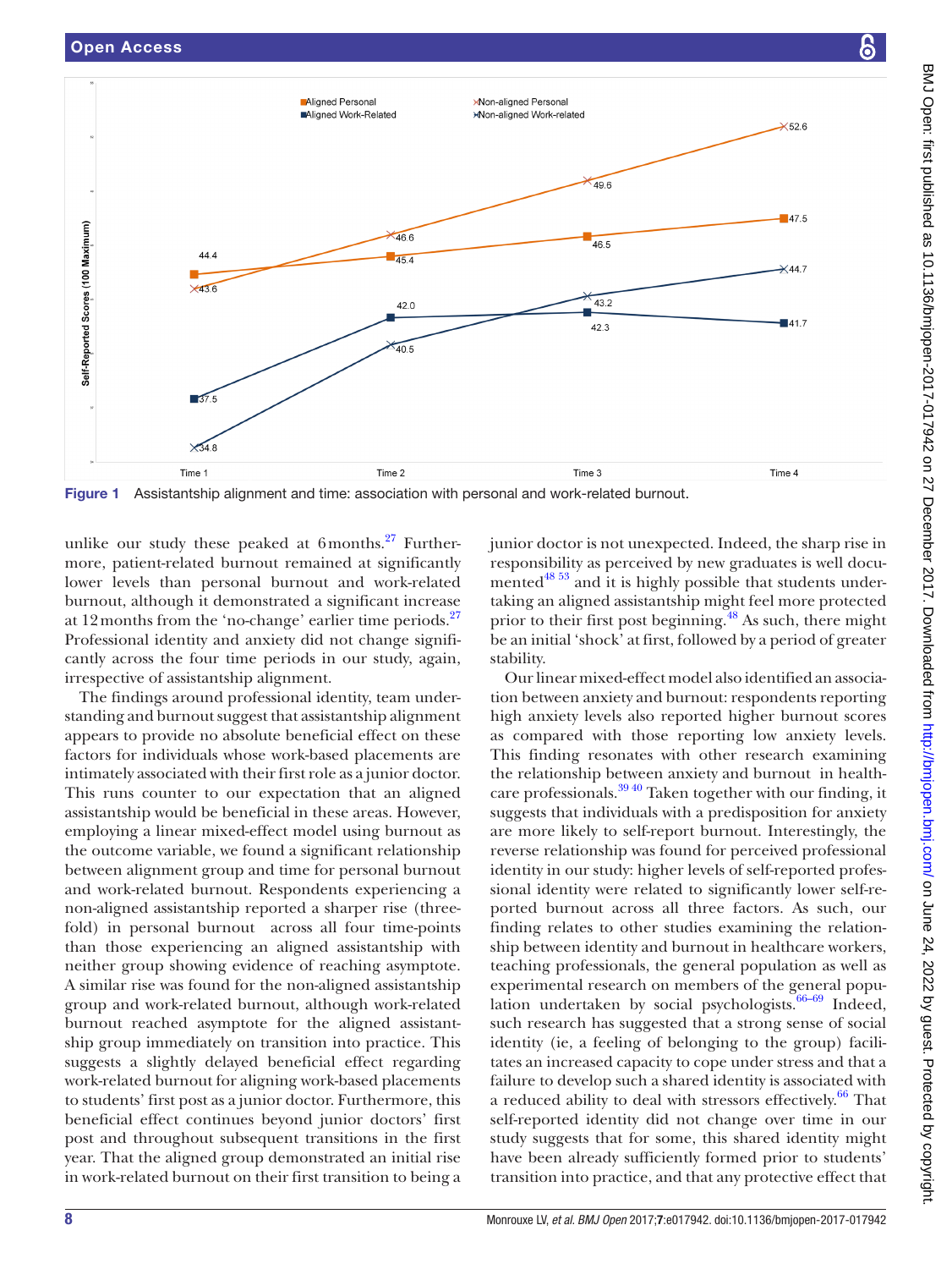Figure 1 Assistantship alignment and time: association with personal and work-related burnout.

unlike our study these peaked at 6 months.[27] Furthermore, patient-related burnout remained at significantly lower levels than personal burnout and work-related burnout, although it demonstrated a significant increase at 12 months from the 'no-change' earlier time periods.[27] Professional identity and anxiety did not change significantly across the four time periods in our study, again, irrespective of assistantship alignment.

The findings around professional identity, team understanding and burnout suggest that assistantship alignment appears to provide no absolute beneficial effect on these factors for individuals whose work-based placements are intimately associated with their first role as a junior doctor. This runs counter to our expectation that an aligned assistantship would be beneficial in these areas. However, employing a linear mixed-effect model using burnout as the outcome variable, we found a significant relationship between alignment group and time for personal burnout and work-related burnout. Respondents experiencing a non-aligned assistantship reported a sharper rise (threefold) in personal burnout across all four time-points than those experiencing an aligned assistantship with neither group showing evidence of reaching asymptote. A similar rise was found for the non-aligned assistantship group and work-related burnout, although work-related burnout reached asymptote for the aligned assistantship group immediately on transition into practice. This suggests a slightly delayed beneficial effect regarding work-related burnout for aligning work-based placements to students' first post as a junior doctor. Furthermore, this beneficial effect continues beyond junior doctors' first post and throughout subsequent transitions in the first year. That the aligned group demonstrated an initial rise in work-related burnout on their first transition to being a junior doctor is not unexpected. Indeed, the sharp rise in responsibility as perceived by new graduates is well documented[48 53] and it is highly possible that students undertaking an aligned assistantship might feel more protected prior to their first post beginning.[48] As such, there might be an initial 'shock' at first, followed by a period of greater stability.

Our linear mixed-effect model also identified an association between anxiety and burnout: respondents reporting high anxiety levels also reported higher burnout scores as compared with those reporting low anxiety levels. This finding resonates with other research examining the relationship between anxiety and burnout in healthcare professionals.[39 40] Taken together with our finding, it suggests that individuals with a predisposition for anxiety are more likely to self-report burnout. Interestingly, the reverse relationship was found for perceived professional identity in our study: higher levels of self-reported professional identity were related to significantly lower self-reported burnout across all three factors. As such, our finding relates to other studies examining the relationship between identity and burnout in healthcare workers, teaching professionals, the general population as well as experimental research on members of the general population undertaken by social psychologists.[66–69] Indeed, such research has suggested that a strong sense of social identity (ie, a feeling of belonging to the group) facilitates an increased capacity to cope under stress and that a failure to develop such a shared identity is associated with a reduced ability to deal with stressors effectively.[66] That self-reported identity did not change over time in our study suggests that for some, this shared identity might have been already sufficiently formed prior to students' transition into practice, and that any protective effect that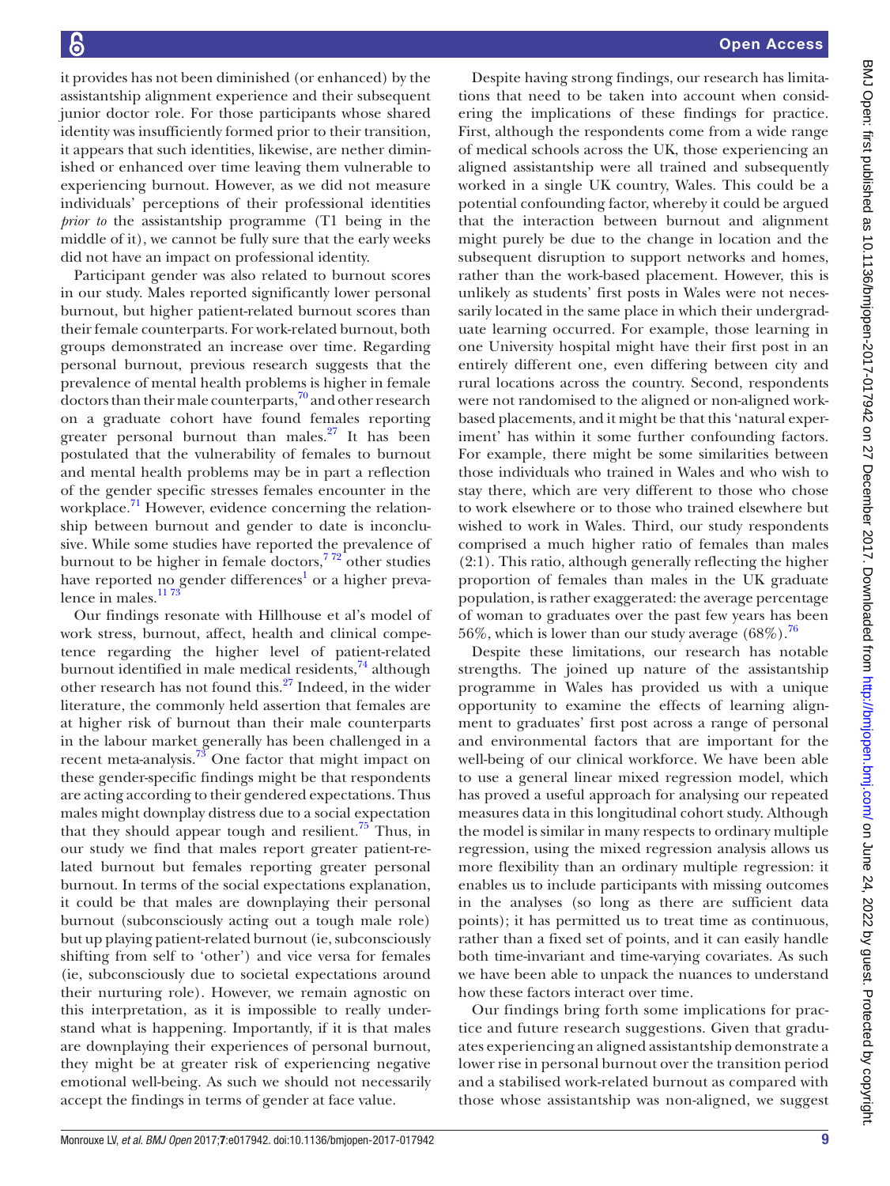it provides has not been diminished (or enhanced) by the assistantship alignment experience and their subsequent junior doctor role. For those participants whose shared identity was insufficiently formed prior to their transition, it appears that such identities, likewise, are nether diminished or enhanced over time leaving them vulnerable to experiencing burnout. However, as we did not measure individuals' perceptions of their professional identities *prior to* the assistantship programme (T1 being in the middle of it), we cannot be fully sure that the early weeks did not have an impact on professional identity.

Participant gender was also related to burnout scores in our study. Males reported significantly lower personal burnout, but higher patient-related burnout scores than their female counterparts. For work-related burnout, both groups demonstrated an increase over time. Regarding personal burnout, previous research suggests that the prevalence of mental health problems is higher in female doctors than their male counterparts,[70] and other research on a graduate cohort have found females reporting greater personal burnout than males.[27] It has been postulated that the vulnerability of females to burnout and mental health problems may be in part a reflection of the gender specific stresses females encounter in the workplace.[71] However, evidence concerning the relationship between burnout and gender to date is inconclusive. While some studies have reported the prevalence of burnout to be higher in female doctors,[7 72] other studies have reported no gender differences[1] or a higher prevalence in males.[11 73]

Our findings resonate with Hillhouse et al's model of work stress, burnout, affect, health and clinical competence regarding the higher level of patient-related burnout identified in male medical residents,[74] although other research has not found this.[27] Indeed, in the wider literature, the commonly held assertion that females are at higher risk of burnout than their male counterparts in the labour market generally has been challenged in a recent meta-analysis.[73] One factor that might impact on these gender-specific findings might be that respondents are acting according to their gendered expectations. Thus males might downplay distress due to a social expectation that they should appear tough and resilient.[75] Thus, in our study we find that males report greater patient-related burnout but females reporting greater personal burnout. In terms of the social expectations explanation, it could be that males are downplaying their personal burnout (subconsciously acting out a tough male role) but up playing patient-related burnout (ie, subconsciously shifting from self to 'other') and vice versa for females (ie, subconsciously due to societal expectations around their nurturing role). However, we remain agnostic on this interpretation, as it is impossible to really understand what is happening. Importantly, if it is that males are downplaying their experiences of personal burnout, they might be at greater risk of experiencing negative emotional well-being. As such we should not necessarily accept the findings in terms of gender at face value.

Despite having strong findings, our research has limitations that need to be taken into account when considering the implications of these findings for practice. First, although the respondents come from a wide range of medical schools across the UK, those experiencing an aligned assistantship were all trained and subsequently worked in a single UK country, Wales. This could be a potential confounding factor, whereby it could be argued that the interaction between burnout and alignment might purely be due to the change in location and the subsequent disruption to support networks and homes, rather than the work-based placement. However, this is unlikely as students' first posts in Wales were not necessarily located in the same place in which their undergraduate learning occurred. For example, those learning in one University hospital might have their first post in an entirely different one, even differing between city and rural locations across the country. Second, respondents were not randomised to the aligned or non-aligned work-based placements, and it might be that this 'natural experiment' has within it some further confounding factors. For example, there might be some similarities between those individuals who trained in Wales and who wish to stay there, which are very different to those who chose to work elsewhere or to those who trained elsewhere but wished to work in Wales. Third, our study respondents comprised a much higher ratio of females than males (2:1). This ratio, although generally reflecting the higher proportion of females than males in the UK graduate population, is rather exaggerated: the average percentage of woman to graduates over the past few years has been 56%, which is lower than our study average (68%).[76]

Despite these limitations, our research has notable strengths. The joined up nature of the assistantship programme in Wales has provided us with a unique opportunity to examine the effects of learning alignment to graduates' first post across a range of personal and environmental factors that are important for the well-being of our clinical workforce. We have been able to use a general linear mixed regression model, which has proved a useful approach for analysing our repeated measures data in this longitudinal cohort study. Although the model is similar in many respects to ordinary multiple regression, using the mixed regression analysis allows us more flexibility than an ordinary multiple regression: it enables us to include participants with missing outcomes in the analyses (so long as there are sufficient data points); it has permitted us to treat time as continuous, rather than a fixed set of points, and it can easily handle both time-invariant and time-varying covariates. As such we have been able to unpack the nuances to understand how these factors interact over time.

Our findings bring forth some implications for practice and future research suggestions. Given that graduates experiencing an aligned assistantship demonstrate a lower rise in personal burnout over the transition period and a stabilised work-related burnout as compared with those whose assistantship was non-aligned, we suggest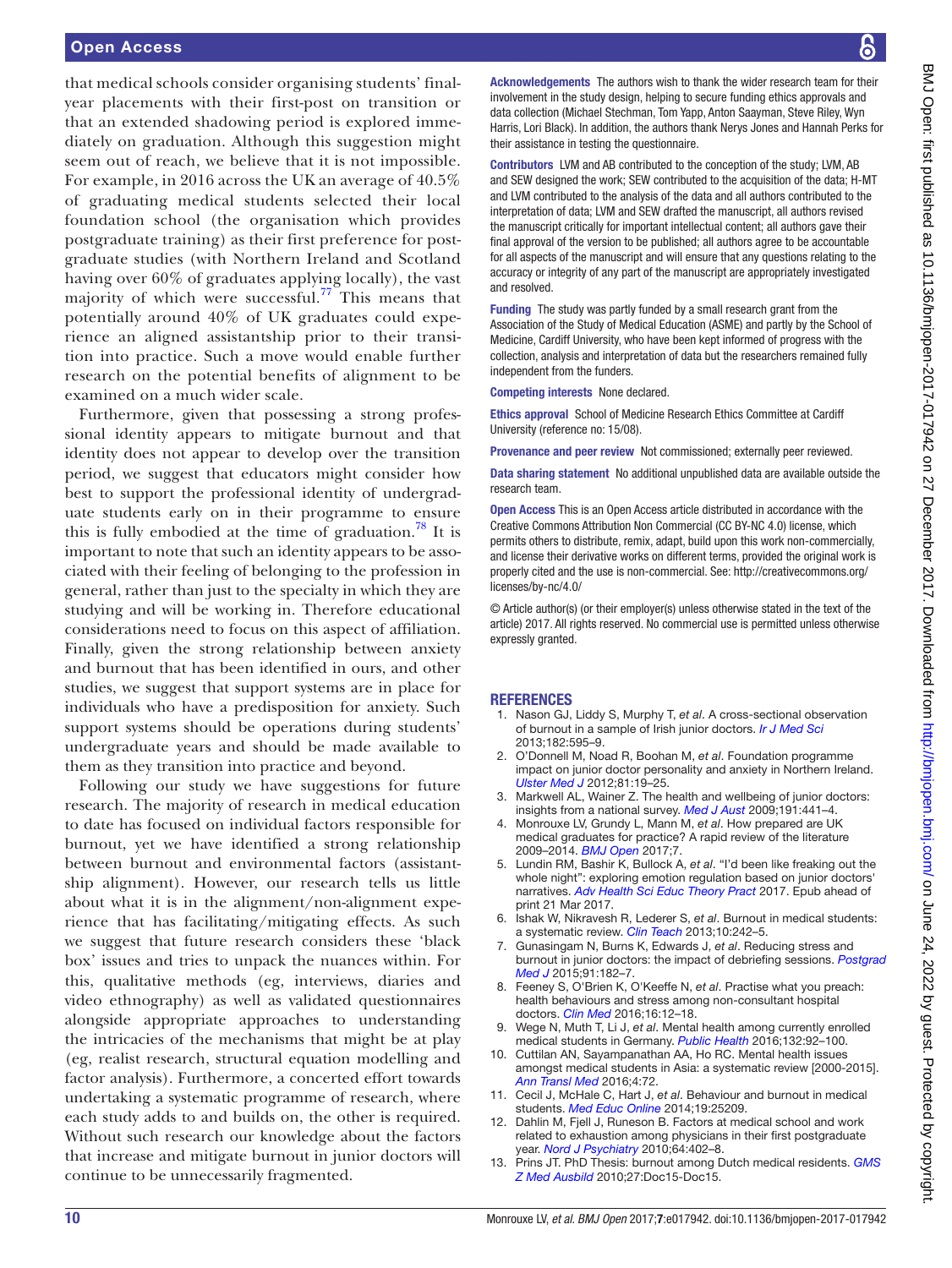that medical schools consider organising students' final-year placements with their first-post on transition or that an extended shadowing period is explored immediately on graduation. Although this suggestion might seem out of reach, we believe that it is not impossible. For example, in 2016 across the UK an average of 40.5% of graduating medical students selected their local foundation school (the organisation which provides postgraduate training) as their first preference for postgraduate studies (with Northern Ireland and Scotland having over 60% of graduates applying locally), the vast majority of which were successful.[77] This means that potentially around 40% of UK graduates could experience an aligned assistantship prior to their transition into practice. Such a move would enable further research on the potential benefits of alignment to be examined on a much wider scale.

Furthermore, given that possessing a strong professional identity appears to mitigate burnout and that identity does not appear to develop over the transition period, we suggest that educators might consider how best to support the professional identity of undergraduate students early on in their programme to ensure this is fully embodied at the time of graduation.[78] It is important to note that such an identity appears to be associated with their feeling of belonging to the profession in general, rather than just to the specialty in which they are studying and will be working in. Therefore educational considerations need to focus on this aspect of affiliation. Finally, given the strong relationship between anxiety and burnout that has been identified in ours, and other studies, we suggest that support systems are in place for individuals who have a predisposition for anxiety. Such support systems should be operations during students' undergraduate years and should be made available to them as they transition into practice and beyond.

Following our study we have suggestions for future research. The majority of research in medical education to date has focused on individual factors responsible for burnout, yet we have identified a strong relationship between burnout and environmental factors (assistantship alignment). However, our research tells us little about what it is in the alignment/non-alignment experience that has facilitating/mitigating effects. As such we suggest that future research considers these 'black box' issues and tries to unpack the nuances within. For this, qualitative methods (eg, interviews, diaries and video ethnography) as well as validated questionnaires alongside appropriate approaches to understanding the intricacies of the mechanisms that might be at play (eg, realist research, structural equation modelling and factor analysis). Furthermore, a concerted effort towards undertaking a systematic programme of research, where each study adds to and builds on, the other is required. Without such research our knowledge about the factors that increase and mitigate burnout in junior doctors will continue to be unnecessarily fragmented.

**Acknowledgements** The authors wish to thank the wider research team for their involvement in the study design, helping to secure funding ethics approvals and data collection (Michael Stechman, Tom Yapp, Anton Saayman, Steve Riley, Wyn Harris, Lori Black). In addition, the authors thank Nerys Jones and Hannah Perks for their assistance in testing the questionnaire.

**Contributors** LVM and AB contributed to the conception of the study; LVM, AB and SEW designed the work; SEW contributed to the acquisition of the data; H-MT and LVM contributed to the analysis of the data and all authors contributed to the interpretation of data; LVM and SEW drafted the manuscript, all authors revised the manuscript critically for important intellectual content; all authors gave their final approval of the version to be published; all authors agree to be accountable for all aspects of the manuscript and will ensure that any questions relating to the accuracy or integrity of any part of the manuscript are appropriately investigated and resolved.

**Funding** The study was partly funded by a small research grant from the Association of the Study of Medical Education (ASME) and partly by the School of Medicine, Cardiff University, who have been kept informed of progress with the collection, analysis and interpretation of data but the researchers remained fully independent from the funders.

**Competing interests** None declared.

**Ethics approval** School of Medicine Research Ethics Committee at Cardiff University (reference no: 15/08).

**Provenance and peer review** Not commissioned; externally peer reviewed.

**Data sharing statement** No additional unpublished data are available outside the research team.

**Open Access** This is an Open Access article distributed in accordance with the Creative Commons Attribution Non Commercial (CC BY-NC 4.0) license, which permits others to distribute, remix, adapt, build upon this work non-commercially, and license their derivative works on different terms, provided the original work is properly cited and the use is non-commercial. See: http://creativecommons.org/licenses/by-nc/4.0/

© Article author(s) (or their employer(s) unless otherwise stated in the text of the article) 2017. All rights reserved. No commercial use is permitted unless otherwise expressly granted.

## REFERENCES

1. Nason GJ, Liddy S, Murphy T, *et al*. A cross-sectional observation of burnout in a sample of Irish junior doctors. *Ir J Med Sci* 2013;182:595–9.
2. O'Donnell M, Noad R, Boohan M, *et al*. Foundation programme impact on junior doctor personality and anxiety in Northern Ireland. *Ulster Med J* 2012;81:19–25.
3. Markwell AL, Wainer Z. The health and wellbeing of junior doctors: insights from a national survey. *Med J Aust* 2009;191:441–4.
4. Monrouxe LV, Grundy L, Mann M, *et al*. How prepared are UK medical graduates for practice? A rapid review of the literature 2009–2014. *BMJ Open* 2017;7.
5. Lundin RM, Bashir K, Bullock A, *et al*. "I'd been like freaking out the whole night": exploring emotion regulation based on junior doctors' narratives. *Adv Health Sci Educ Theory Pract* 2017. Epub ahead of print 21 Mar 2017.
6. Ishak W, Nikravesh R, Lederer S, *et al*. Burnout in medical students: a systematic review. *Clin Teach* 2013;10:242–5.
7. Gunasingam N, Burns K, Edwards J, *et al*. Reducing stress and burnout in junior doctors: the impact of debriefing sessions. *Postgrad Med J* 2015;91:182–7.
8. Feeney S, O'Brien K, O'Keeffe N, *et al*. Practise what you preach: health behaviours and stress among non-consultant hospital doctors. *Clin Med* 2016;16:12–18.
9. Wege N, Muth T, Li J, *et al*. Mental health among currently enrolled medical students in Germany. *Public Health* 2016;132:92–100.
10. Cuttilan AN, Sayampanathan AA, Ho RC. Mental health issues amongst medical students in Asia: a systematic review [2000-2015]. *Ann Transl Med* 2016;4:72.
11. Cecil J, McHale C, Hart J, *et al*. Behaviour and burnout in medical students. *Med Educ Online* 2014;19:25209.
12. Dahlin M, Fjell J, Runeson B. Factors at medical school and work related to exhaustion among physicians in their first postgraduate year. *Nord J Psychiatry* 2010;64:402–8.
13. Prins JT. PhD Thesis: burnout among Dutch medical residents. *GMS Z Med Ausbild* 2010;27:Doc15-Doc15.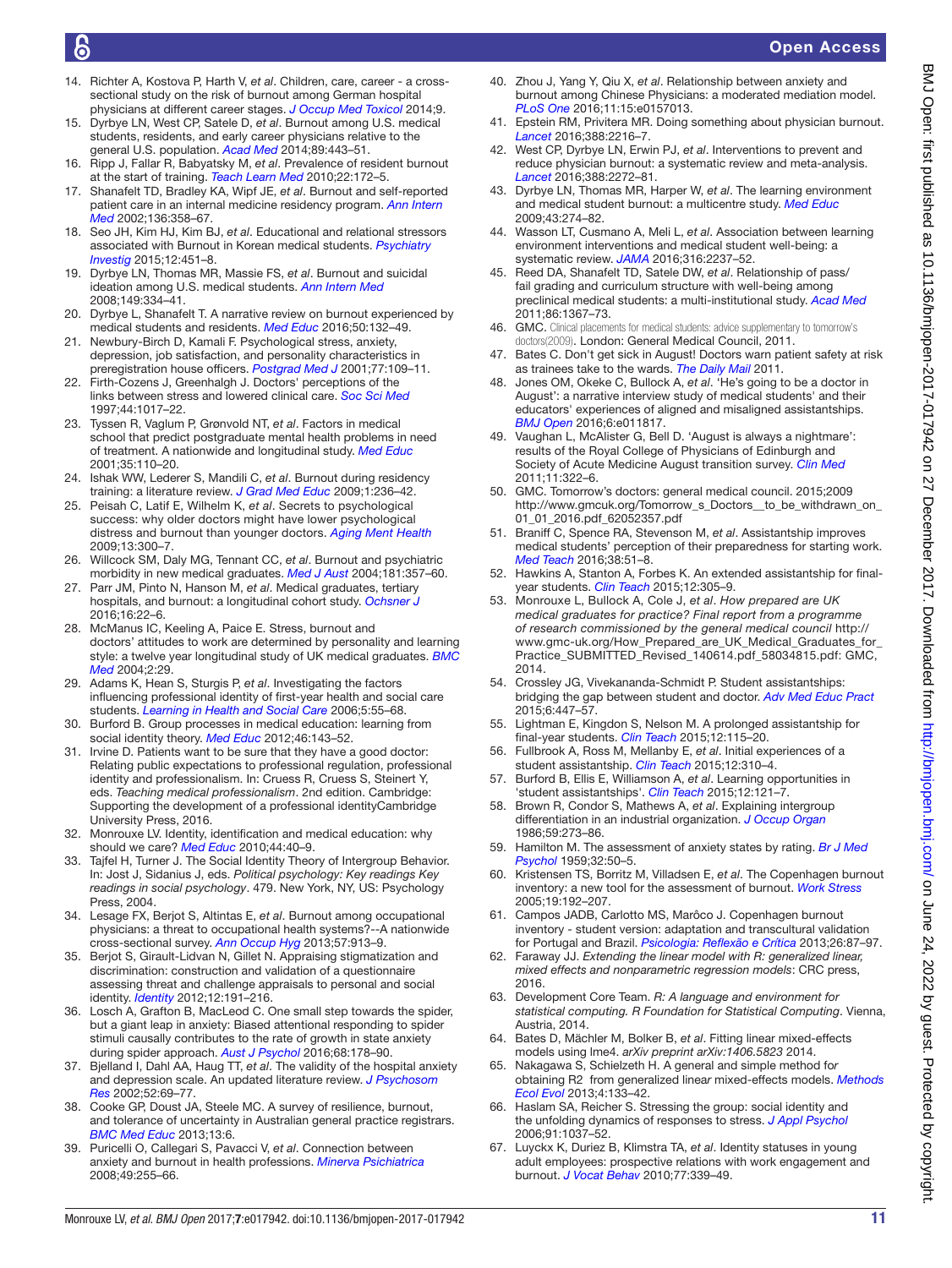14. Richter A, Kostova P, Harth V, *et al*. Children, care, career - a cross-sectional study on the risk of burnout among German hospital physicians at different career stages. *J Occup Med Toxicol* 2014;9.
15. Dyrbye LN, West CP, Satele D, *et al*. Burnout among U.S. medical students, residents, and early career physicians relative to the general U.S. population. *Acad Med* 2014;89:443–51.
16. Ripp J, Fallar R, Babyatsky M, *et al*. Prevalence of resident burnout at the start of training. *Teach Learn Med* 2010;22:172–5.
17. Shanafelt TD, Bradley KA, Wipf JE, *et al*. Burnout and self-reported patient care in an internal medicine residency program. *Ann Intern Med* 2002;136:358–67.
18. Seo JH, Kim HJ, Kim BJ, *et al*. Educational and relational stressors associated with Burnout in Korean medical students. *Psychiatry Investig* 2015;12:451–8.
19. Dyrbye LN, Thomas MR, Massie FS, *et al*. Burnout and suicidal ideation among U.S. medical students. *Ann Intern Med* 2008;149:334–41.
20. Dyrbye L, Shanafelt T. A narrative review on burnout experienced by medical students and residents. *Med Educ* 2016;50:132–49.
21. Newbury-Birch D, Kamali F. Psychological stress, anxiety, depression, job satisfaction, and personality characteristics in preregistration house officers. *Postgrad Med J* 2001;77:109–11.
22. Firth-Cozens J, Greenhalgh J. Doctors' perceptions of the links between stress and lowered clinical care. *Soc Sci Med* 1997;44:1017–22.
23. Tyssen R, Vaglum P, Grønvold NT, *et al*. Factors in medical school that predict postgraduate mental health problems in need of treatment. A nationwide and longitudinal study. *Med Educ* 2001;35:110–20.
24. Ishak WW, Lederer S, Mandili C, *et al*. Burnout during residency training: a literature review. *J Grad Med Educ* 2009;1:236–42.
25. Peisah C, Latif E, Wilhelm K, *et al*. Secrets to psychological success: why older doctors might have lower psychological distress and burnout than younger doctors. *Aging Ment Health* 2009;13:300–7.
26. Willcock SM, Daly MG, Tennant CC, *et al*. Burnout and psychiatric morbidity in new medical graduates. *Med J Aust* 2004;181:357–60.
27. Parr JM, Pinto N, Hanson M, *et al*. Medical graduates, tertiary hospitals, and burnout: a longitudinal cohort study. *Ochsner J* 2016;16:22–6.
28. McManus IC, Keeling A, Paice E. Stress, burnout and doctors' attitudes to work are determined by personality and learning style: a twelve year longitudinal study of UK medical graduates. *BMC Med* 2004;2:29.
29. Adams K, Hean S, Sturgis P, *et al*. Investigating the factors influencing professional identity of first-year health and social care students. *Learning in Health and Social Care* 2006;5:55–68.
30. Burford B. Group processes in medical education: learning from social identity theory. *Med Educ* 2012;46:143–52.
31. Irvine D. Patients want to be sure that they have a good doctor: Relating public expectations to professional regulation, professional identity and professionalism. In: Cruess R, Cruess S, Steinert Y, eds. *Teaching medical professionalism*. 2nd edition. Cambridge: Supporting the development of a professional identityCambridge University Press, 2016.
32. Monrouxe LV. Identity, identification and medical education: why should we care? *Med Educ* 2010;44:40–9.
33. Tajfel H, Turner J. The Social Identity Theory of Intergroup Behavior. In: Jost J, Sidanius J, eds. *Political psychology: Key readings Key readings in social psychology*. 479. New York, NY, US: Psychology Press, 2004.
34. Lesage FX, Berjot S, Altintas E, *et al*. Burnout among occupational physicians: a threat to occupational health systems?--A nationwide cross-sectional survey. *Ann Occup Hyg* 2013;57:913–9.
35. Berjot S, Girault-Lidvan N, Gillet N. Appraising stigmatization and discrimination: construction and validation of a questionnaire assessing threat and challenge appraisals to personal and social identity. *Identity* 2012;12:191–216.
36. Losch A, Grafton B, MacLeod C. One small step towards the spider, but a giant leap in anxiety: Biased attentional responding to spider stimuli causally contributes to the rate of growth in state anxiety during spider approach. *Aust J Psychol* 2016;68:178–90.
37. Bjelland I, Dahl AA, Haug TT, *et al*. The validity of the hospital anxiety and depression scale. An updated literature review. *J Psychosom Res* 2002;52:69–77.
38. Cooke GP, Doust JA, Steele MC. A survey of resilience, burnout, and tolerance of uncertainty in Australian general practice registrars. *BMC Med Educ* 2013;13:6.
39. Puricelli O, Callegari S, Pavacci V, *et al*. Connection between anxiety and burnout in health professions. *Minerva Psichiatrica* 2008;49:255–66.
40. Zhou J, Yang Y, Qiu X, *et al*. Relationship between anxiety and burnout among Chinese Physicians: a moderated mediation model. *PLoS One* 2016;11:15:e0157013.
41. Epstein RM, Privitera MR. Doing something about physician burnout. *Lancet* 2016;388:2216–7.
42. West CP, Dyrbye LN, Erwin PJ, *et al*. Interventions to prevent and reduce physician burnout: a systematic review and meta-analysis. *Lancet* 2016;388:2272–81.
43. Dyrbye LN, Thomas MR, Harper W, *et al*. The learning environment and medical student burnout: a multicentre study. *Med Educ* 2009;43:274–82.
44. Wasson LT, Cusmano A, Meli L, *et al*. Association between learning environment interventions and medical student well-being: a systematic review. *JAMA* 2016;316:2237–52.
45. Reed DA, Shanafelt TD, Satele DW, *et al*. Relationship of pass/fail grading and curriculum structure with well-being among preclinical medical students: a multi-institutional study. *Acad Med* 2011;86:1367–73.
46. GMC. Clinical placements for medical students: advice supplementary to tomorrow's doctors(2009). London: General Medical Council, 2011.
47. Bates C. Don't get sick in August! Doctors warn patient safety at risk as trainees take to the wards. *The Daily Mail* 2011.
48. Jones OM, Okeke C, Bullock A, *et al*. 'He's going to be a doctor in August': a narrative interview study of medical students' and their educators' experiences of aligned and misaligned assistantships. *BMJ Open* 2016;6:e011817.
49. Vaughan L, McAlister G, Bell D. 'August is always a nightmare': results of the Royal College of Physicians of Edinburgh and Society of Acute Medicine August transition survey. *Clin Med* 2011;11:322–6.
50. GMC. Tomorrow's doctors: general medical council. 2015;2009 http://www.gmcuk.org/Tomorrow_s_Doctors__to_be_withdrawn_on_01_01_2016.pdf_62052357.pdf
51. Braniff C, Spence RA, Stevenson M, *et al*. Assistantship improves medical students' perception of their preparedness for starting work. *Med Teach* 2016;38:51–8.
52. Hawkins A, Stanton A, Forbes K. An extended assistantship for final-year students. *Clin Teach* 2015;12:305–9.
53. Monrouxe L, Bullock A, Cole J, *et al*. *How prepared are UK medical graduates for practice? Final report from a programme of research commissioned by the general medical council* http://www.gmc-uk.org/How_Prepared_are_UK_Medical_Graduates_for_Practice_SUBMITTED_Revised_140614.pdf_58034815.pdf: GMC, 2014.
54. Crossley JG, Vivekananda-Schmidt P. Student assistantships: bridging the gap between student and doctor. *Adv Med Educ Pract* 2015;6:447–57.
55. Lightman E, Kingdon S, Nelson M. A prolonged assistantship for final-year students. *Clin Teach* 2015;12:115–20.
56. Fullbrook A, Ross M, Mellanby E, *et al*. Initial experiences of a student assistantship. *Clin Teach* 2015;12:310–4.
57. Burford B, Ellis E, Williamson A, *et al*. Learning opportunities in 'student assistantships'. *Clin Teach* 2015;12:121–7.
58. Brown R, Condor S, Mathews A, *et al*. Explaining intergroup differentiation in an industrial organization. *J Occup Organ* 1986;59:273–86.
59. Hamilton M. The assessment of anxiety states by rating. *Br J Med Psychol* 1959;32:50–5.
60. Kristensen TS, Borritz M, Villadsen E, *et al*. The Copenhagen burnout inventory: a new tool for the assessment of burnout. *Work Stress* 2005;19:192–207.
61. Campos JADB, Carlotto MS, Marôco J. Copenhagen burnout inventory - student version: adaptation and transcultural validation for Portugal and Brazil. *Psicologia: Reflexão e Crítica* 2013;26:87–97.
62. Faraway JJ. *Extending the linear model with R: generalized linear, mixed effects and nonparametric regression models*: CRC press, 2016.
63. Development Core Team. *R: A language and environment for statistical computing. R Foundation for Statistical Computing*. Vienna, Austria, 2014.
64. Bates D, Mächler M, Bolker B, *et al*. Fitting linear mixed-effects models using lme4. *arXiv preprint arXiv:1406.5823* 2014.
65. Nakagawa S, Schielzeth H. A general and simple method for obtaining R2 from generalized linear mixed-effects models. *Methods Ecol Evol* 2013;4:133–42.
66. Haslam SA, Reicher S. Stressing the group: social identity and the unfolding dynamics of responses to stress. *J Appl Psychol* 2006;91:1037–52.
67. Luyckx K, Duriez B, Klimstra TA, *et al*. Identity statuses in young adult employees: prospective relations with work engagement and burnout. *J Vocat Behav* 2010;77:339–49.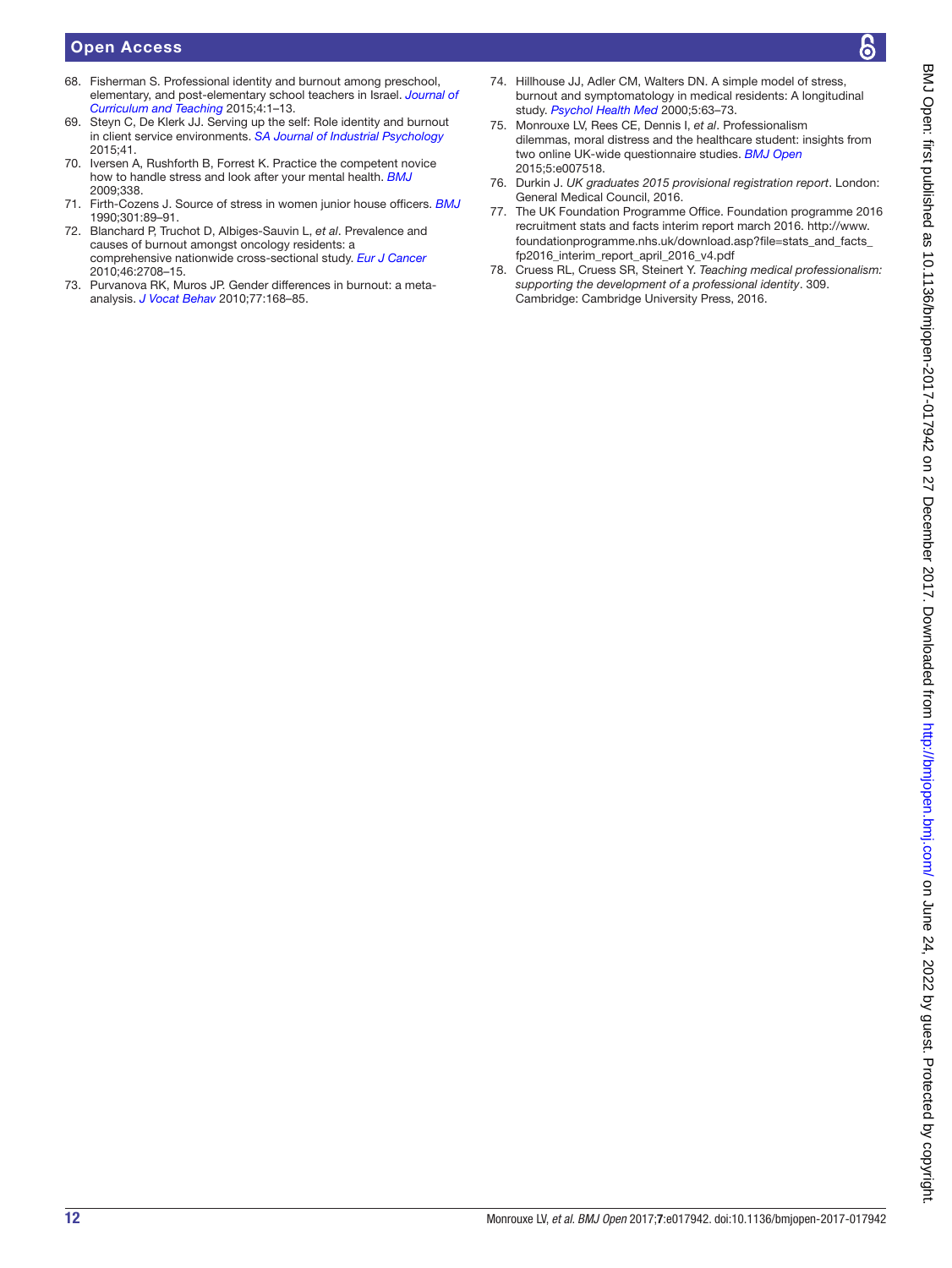68. Fisherman S. Professional identity and burnout among preschool, elementary, and post-elementary school teachers in Israel. *Journal of Curriculum and Teaching* 2015;4:1–13.
69. Steyn C, De Klerk JJ. Serving up the self: Role identity and burnout in client service environments. *SA Journal of Industrial Psychology* 2015;41.
70. Iversen A, Rushforth B, Forrest K. Practice the competent novice how to handle stress and look after your mental health. *BMJ* 2009;338.
71. Firth-Cozens J. Source of stress in women junior house officers. *BMJ* 1990;301:89–91.
72. Blanchard P, Truchot D, Albiges-Sauvin L, *et al*. Prevalence and causes of burnout amongst oncology residents: a comprehensive nationwide cross-sectional study. *Eur J Cancer* 2010;46:2708–15.
73. Purvanova RK, Muros JP. Gender differences in burnout: a meta-analysis. *J Vocat Behav* 2010;77:168–85.
74. Hillhouse JJ, Adler CM, Walters DN. A simple model of stress, burnout and symptomatology in medical residents: A longitudinal study. *Psychol Health Med* 2000;5:63–73.
75. Monrouxe LV, Rees CE, Dennis I, *et al*. Professionalism dilemmas, moral distress and the healthcare student: insights from two online UK-wide questionnaire studies. *BMJ Open* 2015;5:e007518.
76. Durkin J. *UK graduates 2015 provisional registration report*. London: General Medical Council, 2016.
77. The UK Foundation Programme Office. Foundation programme 2016 recruitment stats and facts interim report march 2016. http://www.foundationprogramme.nhs.uk/download.asp?file=stats_and_facts_fp2016_interim_report_april_2016_v4.pdf
78. Cruess RL, Cruess SR, Steinert Y. *Teaching medical professionalism: supporting the development of a professional identity*. 309. Cambridge: Cambridge University Press, 2016.